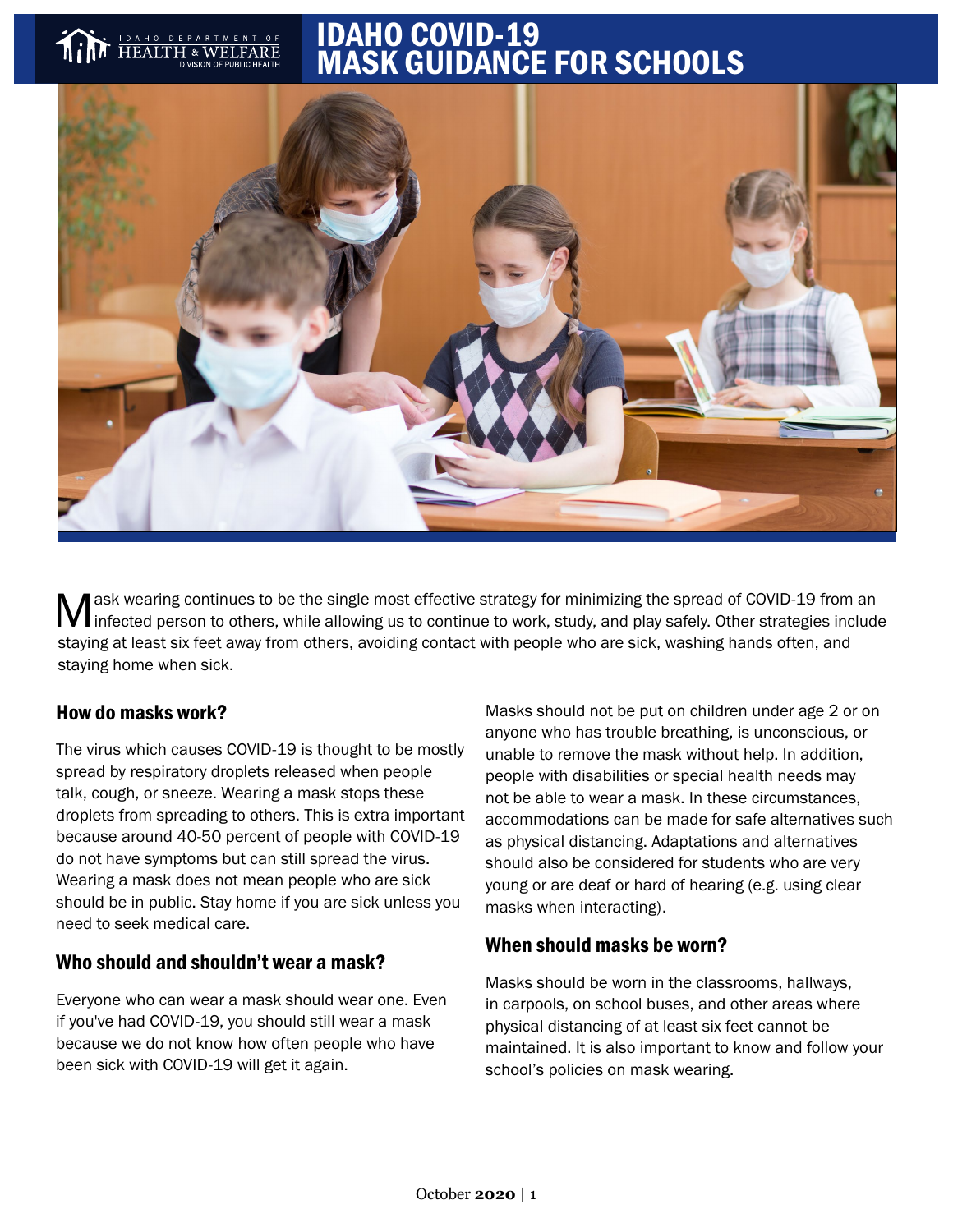# IDAHO COVID-19 MASK GUIDANCE FOR SCHOOLS

Mask wearing continues to be the single most effective strategy for minimizing the spread of COVID-19 from an infected person to others, while allowing us to continue to work, study, and play safely. Other strategies include staying at least six feet away from others, avoiding contact with people who are sick, washing hands often, and staying home when sick.

## How do masks work?

The virus which causes COVID-19 is thought to be mostly spread by respiratory droplets released when people talk, cough, or sneeze. Wearing a mask stops these droplets from spreading to others. This is extra important because around 40-50 percent of people with COVID-19 do not have symptoms but can still spread the virus. Wearing a mask does not mean people who are sick should be in public. Stay home if you are sick unless you need to seek medical care.

## Who should and shouldn't wear a mask?

Everyone who can wear a mask should wear one. Even if you've had COVID-19, you should still wear a mask because we do not know how often people who have been sick with COVID-19 will get it again.

Masks should not be put on children under age 2 or on anyone who has trouble breathing, is unconscious, or unable to remove the mask without help. In addition, people with disabilities or special health needs may not be able to wear a mask. In these circumstances, accommodations can be made for safe alternatives such as physical distancing. Adaptations and alternatives should also be considered for students who are very young or are deaf or hard of hearing (e.g. using clear masks when interacting).

## When should masks be worn?

Masks should be worn in the classrooms, hallways, in carpools, on school buses, and other areas where physical distancing of at least six feet cannot be maintained. It is also important to know and follow your school's policies on mask wearing.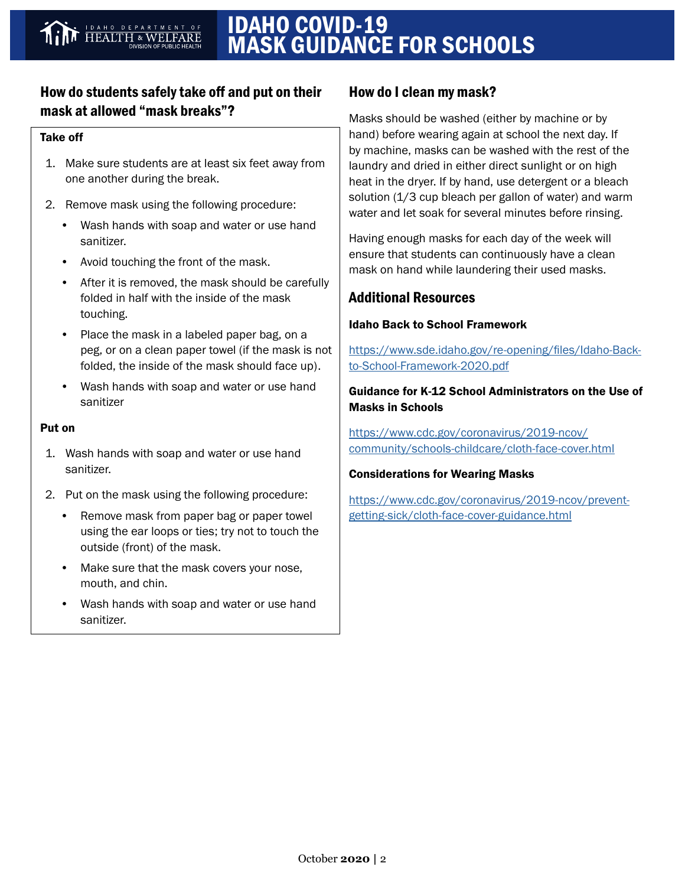## How do students safely take off and put on their mask at allowed "mask breaks"?

**Take off**

1. Make sure students are at least six feet away from one another during the break.
2. Remove mask using the following procedure:
   - Wash hands with soap and water or use hand sanitizer.
   - Avoid touching the front of the mask.
   - After it is removed, the mask should be carefully folded in half with the inside of the mask touching.
   - Place the mask in a labeled paper bag, on a peg, or on a clean paper towel (if the mask is not folded, the inside of the mask should face up).
   - Wash hands with soap and water or use hand sanitizer

**Put on**

1. Wash hands with soap and water or use hand sanitizer.
2. Put on the mask using the following procedure:
   - Remove mask from paper bag or paper towel using the ear loops or ties; try not to touch the outside (front) of the mask.
   - Make sure that the mask covers your nose, mouth, and chin.
   - Wash hands with soap and water or use hand sanitizer.

## How do I clean my mask?

Masks should be washed (either by machine or by hand) before wearing again at school the next day. If by machine, masks can be washed with the rest of the laundry and dried in either direct sunlight or on high heat in the dryer. If by hand, use detergent or a bleach solution (1/3 cup bleach per gallon of water) and warm water and let soak for several minutes before rinsing.

Having enough masks for each day of the week will ensure that students can continuously have a clean mask on hand while laundering their used masks.

## Additional Resources

**Idaho Back to School Framework**

https://www.sde.idaho.gov/re-opening/files/Idaho-Back-to-School-Framework-2020.pdf

**Guidance for K-12 School Administrators on the Use of Masks in Schools**

https://www.cdc.gov/coronavirus/2019-ncov/community/schools-childcare/cloth-face-cover.html

**Considerations for Wearing Masks**

https://www.cdc.gov/coronavirus/2019-ncov/prevent-getting-sick/cloth-face-cover-guidance.html